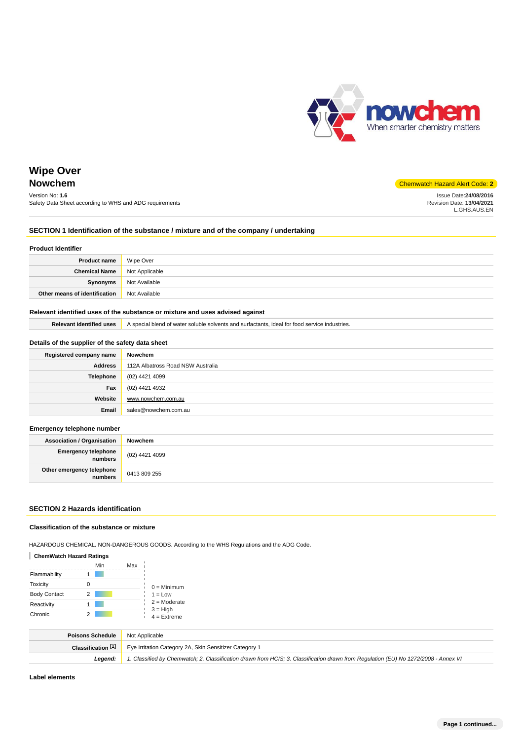# Wipe Over
## Nowchem

Chemwatch Hazard Alert Code: **2**

Version No: **1.6**
Safety Data Sheet according to WHS and ADG requirements

Issue Date:**24/08/2016**
Revision Date: **13/04/2021**
L.GHS.AUS.EN

## SECTION 1 Identification of the substance / mixture and of the company / undertaking

### Product Identifier

| | |
|---|---|
| **Product name** | Wipe Over |
| **Chemical Name** | Not Applicable |
| **Synonyms** | Not Available |
| **Other means of identification** | Not Available |

### Relevant identified uses of the substance or mixture and uses advised against

| | |
|---|---|
| **Relevant identified uses** | A special blend of water soluble solvents and surfactants, ideal for food service industries. |

### Details of the supplier of the safety data sheet

| | |
|---|---|
| **Registered company name** | **Nowchem** |
| **Address** | 112A Albatross Road NSW Australia |
| **Telephone** | (02) 4421 4099 |
| **Fax** | (02) 4421 4932 |
| **Website** | www.nowchem.com.au |
| **Email** | sales@nowchem.com.au |

### Emergency telephone number

| | |
|---|---|
| **Association / Organisation** | **Nowchem** |
| **Emergency telephone numbers** | (02) 4421 4099 |
| **Other emergency telephone numbers** | 0413 809 255 |

## SECTION 2 Hazards identification

### Classification of the substance or mixture

HAZARDOUS CHEMICAL. NON-DANGEROUS GOODS. According to the WHS Regulations and the ADG Code.

**ChemWatch Hazard Ratings**

| | Min | Max |
|---|---|---|
| Flammability | 1 | |
| Toxicity | 0 | |
| Body Contact | 2 | |
| Reactivity | 1 | |
| Chronic | 2 | |

0 = Minimum
1 = Low
2 = Moderate
3 = High
4 = Extreme

| | |
|---|---|
| **Poisons Schedule** | Not Applicable |
| **Classification [1]** | Eye Irritation Category 2A, Skin Sensitizer Category 1 |
| ***Legend:*** | *1. Classified by Chemwatch; 2. Classification drawn from HCIS; 3. Classification drawn from Regulation (EU) No 1272/2008 - Annex VI* |

### Label elements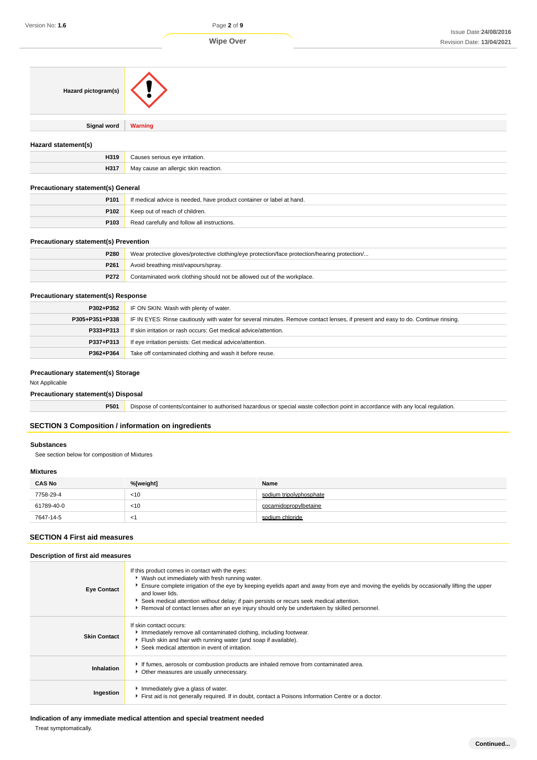| | |
|---|---|
| **Hazard pictogram(s)** | |
| **Signal word** | **Warning** |

### Hazard statement(s)

| | |
|---|---|
| **H319** | Causes serious eye irritation. |
| **H317** | May cause an allergic skin reaction. |

### Precautionary statement(s) General

| | |
|---|---|
| **P101** | If medical advice is needed, have product container or label at hand. |
| **P102** | Keep out of reach of children. |
| **P103** | Read carefully and follow all instructions. |

### Precautionary statement(s) Prevention

| | |
|---|---|
| **P280** | Wear protective gloves/protective clothing/eye protection/face protection/hearing protection/... |
| **P261** | Avoid breathing mist/vapours/spray. |
| **P272** | Contaminated work clothing should not be allowed out of the workplace. |

### Precautionary statement(s) Response

| | |
|---|---|
| **P302+P352** | IF ON SKIN: Wash with plenty of water. |
| **P305+P351+P338** | IF IN EYES: Rinse cautiously with water for several minutes. Remove contact lenses, if present and easy to do. Continue rinsing. |
| **P333+P313** | If skin irritation or rash occurs: Get medical advice/attention. |
| **P337+P313** | If eye irritation persists: Get medical advice/attention. |
| **P362+P364** | Take off contaminated clothing and wash it before reuse. |

### Precautionary statement(s) Storage

Not Applicable

### Precautionary statement(s) Disposal

| | |
|---|---|
| **P501** | Dispose of contents/container to authorised hazardous or special waste collection point in accordance with any local regulation. |

## SECTION 3 Composition / information on ingredients

### Substances

See section below for composition of Mixtures

### Mixtures

| CAS No | %[weight] | Name |
|---|---|---|
| 7758-29-4 | <10 | sodium tripolyphosphate |
| 61789-40-0 | <10 | cocamidopropylbetaine |
| 7647-14-5 | <1 | sodium chloride |

## SECTION 4 First aid measures

### Description of first aid measures

| | |
|---|---|
| **Eye Contact** | If this product comes in contact with the eyes:<br>▸ Wash out immediately with fresh running water.<br>▸ Ensure complete irrigation of the eye by keeping eyelids apart and away from eye and moving the eyelids by occasionally lifting the upper and lower lids.<br>▸ Seek medical attention without delay; if pain persists or recurs seek medical attention.<br>▸ Removal of contact lenses after an eye injury should only be undertaken by skilled personnel. |
| **Skin Contact** | If skin contact occurs:<br>▸ Immediately remove all contaminated clothing, including footwear.<br>▸ Flush skin and hair with running water (and soap if available).<br>▸ Seek medical attention in event of irritation. |
| **Inhalation** | ▸ If fumes, aerosols or combustion products are inhaled remove from contaminated area.<br>▸ Other measures are usually unnecessary. |
| **Ingestion** | ▸ Immediately give a glass of water.<br>▸ First aid is not generally required. If in doubt, contact a Poisons Information Centre or a doctor. |

### Indication of any immediate medical attention and special treatment needed

Treat symptomatically.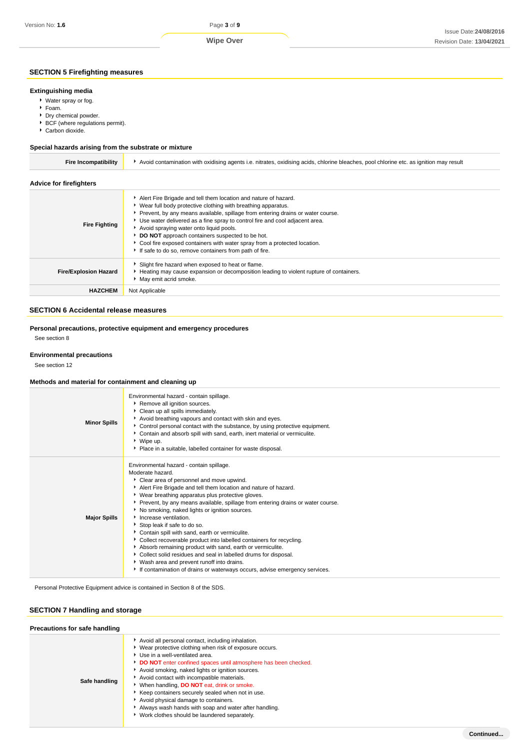## SECTION 5 Firefighting measures

### Extinguishing media

- Water spray or fog.
- Foam.
- Dry chemical powder.
- BCF (where regulations permit).
- Carbon dioxide.

### Special hazards arising from the substrate or mixture

| | |
|---|---|
| **Fire Incompatibility** | Avoid contamination with oxidising agents i.e. nitrates, oxidising acids, chlorine bleaches, pool chlorine etc. as ignition may result |

### Advice for firefighters

| | |
|---|---|
| **Fire Fighting** | Alert Fire Brigade and tell them location and nature of hazard.<br>Wear full body protective clothing with breathing apparatus.<br>Prevent, by any means available, spillage from entering drains or water course.<br>Use water delivered as a fine spray to control fire and cool adjacent area.<br>Avoid spraying water onto liquid pools.<br>**DO NOT** approach containers suspected to be hot.<br>Cool fire exposed containers with water spray from a protected location.<br>If safe to do so, remove containers from path of fire. |
| **Fire/Explosion Hazard** | Slight fire hazard when exposed to heat or flame.<br>Heating may cause expansion or decomposition leading to violent rupture of containers.<br>May emit acrid smoke. |
| **HAZCHEM** | Not Applicable |

## SECTION 6 Accidental release measures

### Personal precautions, protective equipment and emergency procedures

See section 8

### Environmental precautions

See section 12

### Methods and material for containment and cleaning up

| | |
|---|---|
| **Minor Spills** | Environmental hazard - contain spillage.<br>Remove all ignition sources.<br>Clean up all spills immediately.<br>Avoid breathing vapours and contact with skin and eyes.<br>Control personal contact with the substance, by using protective equipment.<br>Contain and absorb spill with sand, earth, inert material or vermiculite.<br>Wipe up.<br>Place in a suitable, labelled container for waste disposal. |
| **Major Spills** | Environmental hazard - contain spillage.<br>Moderate hazard.<br>Clear area of personnel and move upwind.<br>Alert Fire Brigade and tell them location and nature of hazard.<br>Wear breathing apparatus plus protective gloves.<br>Prevent, by any means available, spillage from entering drains or water course.<br>No smoking, naked lights or ignition sources.<br>Increase ventilation.<br>Stop leak if safe to do so.<br>Contain spill with sand, earth or vermiculite.<br>Collect recoverable product into labelled containers for recycling.<br>Absorb remaining product with sand, earth or vermiculite.<br>Collect solid residues and seal in labelled drums for disposal.<br>Wash area and prevent runoff into drains.<br>If contamination of drains or waterways occurs, advise emergency services. |

Personal Protective Equipment advice is contained in Section 8 of the SDS.

## SECTION 7 Handling and storage

### Precautions for safe handling

| | |
|---|---|
| **Safe handling** | Avoid all personal contact, including inhalation.<br>Wear protective clothing when risk of exposure occurs.<br>Use in a well-ventilated area.<br>**DO NOT** enter confined spaces until atmosphere has been checked.<br>Avoid smoking, naked lights or ignition sources.<br>Avoid contact with incompatible materials.<br>When handling, **DO NOT** eat, drink or smoke.<br>Keep containers securely sealed when not in use.<br>Avoid physical damage to containers.<br>Always wash hands with soap and water after handling.<br>Work clothes should be laundered separately. |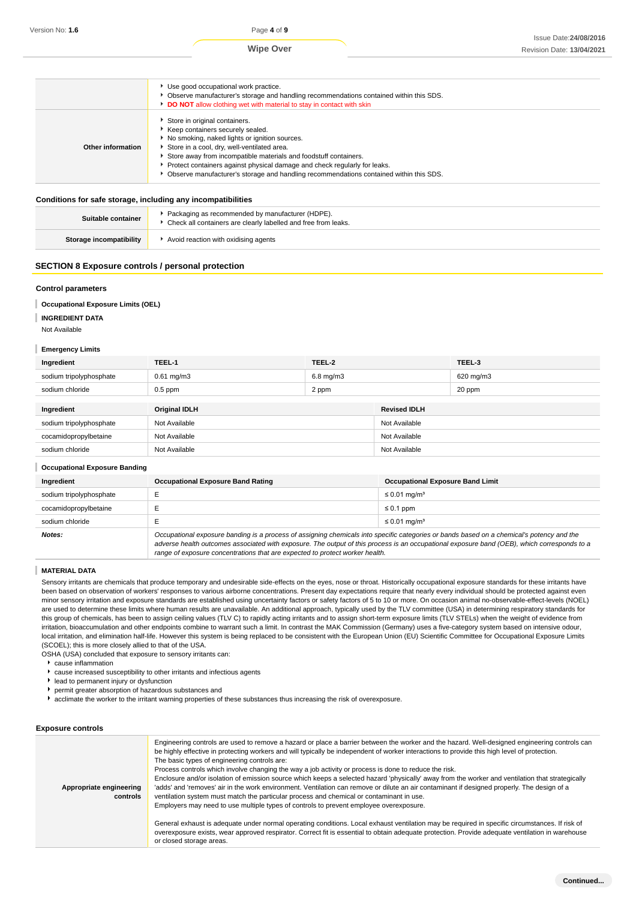| | |
|---|---|
| | - Use good occupational work practice.<br>- Observe manufacturer's storage and handling recommendations contained within this SDS.<br>- **DO NOT** allow clothing wet with material to stay in contact with skin |
| **Other information** | - Store in original containers.<br>- Keep containers securely sealed.<br>- No smoking, naked lights or ignition sources.<br>- Store in a cool, dry, well-ventilated area.<br>- Store away from incompatible materials and foodstuff containers.<br>- Protect containers against physical damage and check regularly for leaks.<br>- Observe manufacturer's storage and handling recommendations contained within this SDS. |

### Conditions for safe storage, including any incompatibilities

| | |
|---|---|
| **Suitable container** | - Packaging as recommended by manufacturer (HDPE).<br>- Check all containers are clearly labelled and free from leaks. |
| **Storage incompatibility** | - Avoid reaction with oxidising agents |

## SECTION 8 Exposure controls / personal protection

### Control parameters

**Occupational Exposure Limits (OEL)**

**INGREDIENT DATA**

Not Available

**Emergency Limits**

| Ingredient | TEEL-1 | TEEL-2 | TEEL-3 |
|---|---|---|---|
| sodium tripolyphosphate | 0.61 mg/m3 | 6.8 mg/m3 | 620 mg/m3 |
| sodium chloride | 0.5 ppm | 2 ppm | 20 ppm |

| Ingredient | Original IDLH | Revised IDLH |
|---|---|---|
| sodium tripolyphosphate | Not Available | Not Available |
| cocamidopropylbetaine | Not Available | Not Available |
| sodium chloride | Not Available | Not Available |

**Occupational Exposure Banding**

| Ingredient | Occupational Exposure Band Rating | Occupational Exposure Band Limit |
|---|---|---|
| sodium tripolyphosphate | E | ≤ 0.01 mg/m³ |
| cocamidopropylbetaine | E | ≤ 0.1 ppm |
| sodium chloride | E | ≤ 0.01 mg/m³ |
| ***Notes:*** | *Occupational exposure banding is a process of assigning chemicals into specific categories or bands based on a chemical's potency and the adverse health outcomes associated with exposure. The output of this process is an occupational exposure band (OEB), which corresponds to a range of exposure concentrations that are expected to protect worker health.* | |

**MATERIAL DATA**

Sensory irritants are chemicals that produce temporary and undesirable side-effects on the eyes, nose or throat. Historically occupational exposure standards for these irritants have been based on observation of workers' responses to various airborne concentrations. Present day expectations require that nearly every individual should be protected against even minor sensory irritation and exposure standards are established using uncertainty factors or safety factors of 5 to 10 or more. On occasion animal no-observable-effect-levels (NOEL) are used to determine these limits where human results are unavailable. An additional approach, typically used by the TLV committee (USA) in determining respiratory standards for this group of chemicals, has been to assign ceiling values (TLV C) to rapidly acting irritants and to assign short-term exposure limits (TLV STELs) when the weight of evidence from irritation, bioaccumulation and other endpoints combine to warrant such a limit. In contrast the MAK Commission (Germany) uses a five-category system based on intensive odour, local irritation, and elimination half-life. However this system is being replaced to be consistent with the European Union (EU) Scientific Committee for Occupational Exposure Limits (SCOEL); this is more closely allied to that of the USA.
OSHA (USA) concluded that exposure to sensory irritants can:

- cause inflammation
- cause increased susceptibility to other irritants and infectious agents
- lead to permanent injury or dysfunction
- permit greater absorption of hazardous substances and
- acclimate the worker to the irritant warning properties of these substances thus increasing the risk of overexposure.

### Exposure controls

| | |
|---|---|
| **Appropriate engineering controls** | Engineering controls are used to remove a hazard or place a barrier between the worker and the hazard. Well-designed engineering controls can be highly effective in protecting workers and will typically be independent of worker interactions to provide this high level of protection.<br>The basic types of engineering controls are:<br>Process controls which involve changing the way a job activity or process is done to reduce the risk.<br>Enclosure and/or isolation of emission source which keeps a selected hazard 'physically' away from the worker and ventilation that strategically 'adds' and 'removes' air in the work environment. Ventilation can remove or dilute an air contaminant if designed properly. The design of a ventilation system must match the particular process and chemical or contaminant in use.<br>Employers may need to use multiple types of controls to prevent employee overexposure.<br><br>General exhaust is adequate under normal operating conditions. Local exhaust ventilation may be required in specific circumstances. If risk of overexposure exists, wear approved respirator. Correct fit is essential to obtain adequate protection. Provide adequate ventilation in warehouse or closed storage areas. |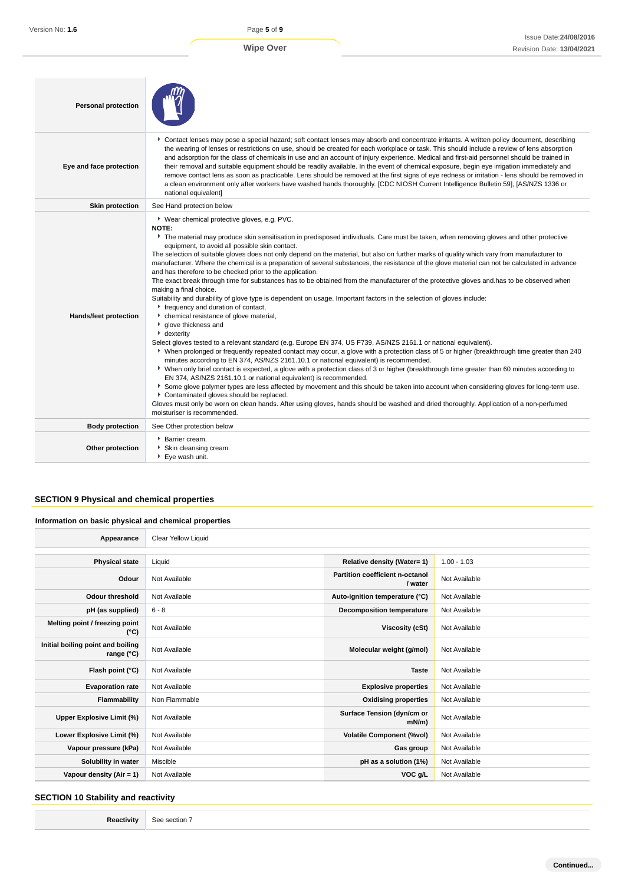| | |
|---|---|
| **Personal protection** | |
| **Eye and face protection** | - Contact lenses may pose a special hazard; soft contact lenses may absorb and concentrate irritants. A written policy document, describing the wearing of lenses or restrictions on use, should be created for each workplace or task. This should include a review of lens absorption and adsorption for the class of chemicals in use and an account of injury experience. Medical and first-aid personnel should be trained in their removal and suitable equipment should be readily available. In the event of chemical exposure, begin eye irrigation immediately and remove contact lens as soon as practicable. Lens should be removed at the first signs of eye redness or irritation - lens should be removed in a clean environment only after workers have washed hands thoroughly. [CDC NIOSH Current Intelligence Bulletin 59], [AS/NZS 1336 or national equivalent] |
| **Skin protection** | See Hand protection below |
| **Hands/feet protection** | - Wear chemical protective gloves, e.g. PVC.<br>**NOTE:**<br>- The material may produce skin sensitisation in predisposed individuals. Care must be taken, when removing gloves and other protective equipment, to avoid all possible skin contact.<br>The selection of suitable gloves does not only depend on the material, but also on further marks of quality which vary from manufacturer to manufacturer. Where the chemical is a preparation of several substances, the resistance of the glove material can not be calculated in advance and has therefore to be checked prior to the application.<br>The exact break through time for substances has to be obtained from the manufacturer of the protective gloves and.has to be observed when making a final choice.<br>Suitability and durability of glove type is dependent on usage. Important factors in the selection of gloves include:<br>- frequency and duration of contact,<br>- chemical resistance of glove material,<br>- glove thickness and<br>- dexterity<br>Select gloves tested to a relevant standard (e.g. Europe EN 374, US F739, AS/NZS 2161.1 or national equivalent).<br>- When prolonged or frequently repeated contact may occur, a glove with a protection class of 5 or higher (breakthrough time greater than 240 minutes according to EN 374, AS/NZS 2161.10.1 or national equivalent) is recommended.<br>- When only brief contact is expected, a glove with a protection class of 3 or higher (breakthrough time greater than 60 minutes according to EN 374, AS/NZS 2161.10.1 or national equivalent) is recommended.<br>- Some glove polymer types are less affected by movement and this should be taken into account when considering gloves for long-term use.<br>- Contaminated gloves should be replaced.<br>Gloves must only be worn on clean hands. After using gloves, hands should be washed and dried thoroughly. Application of a non-perfumed moisturiser is recommended. |
| **Body protection** | See Other protection below |
| **Other protection** | - Barrier cream.<br>- Skin cleansing cream.<br>- Eye wash unit. |

## SECTION 9 Physical and chemical properties

### Information on basic physical and chemical properties

| | |
|---|---|
| **Appearance** | Clear Yellow Liquid |

| | | | |
|---|---|---|---|
| **Physical state** | Liquid | **Relative density (Water= 1)** | 1.00 - 1.03 |
| **Odour** | Not Available | **Partition coefficient n-octanol / water** | Not Available |
| **Odour threshold** | Not Available | **Auto-ignition temperature (°C)** | Not Available |
| **pH (as supplied)** | 6 - 8 | **Decomposition temperature** | Not Available |
| **Melting point / freezing point (°C)** | Not Available | **Viscosity (cSt)** | Not Available |
| **Initial boiling point and boiling range (°C)** | Not Available | **Molecular weight (g/mol)** | Not Available |
| **Flash point (°C)** | Not Available | **Taste** | Not Available |
| **Evaporation rate** | Not Available | **Explosive properties** | Not Available |
| **Flammability** | Non Flammable | **Oxidising properties** | Not Available |
| **Upper Explosive Limit (%)** | Not Available | **Surface Tension (dyn/cm or mN/m)** | Not Available |
| **Lower Explosive Limit (%)** | Not Available | **Volatile Component (%vol)** | Not Available |
| **Vapour pressure (kPa)** | Not Available | **Gas group** | Not Available |
| **Solubility in water** | Miscible | **pH as a solution (1%)** | Not Available |
| **Vapour density (Air = 1)** | Not Available | **VOC g/L** | Not Available |

## SECTION 10 Stability and reactivity

| | |
|---|---|
| **Reactivity** | See section 7 |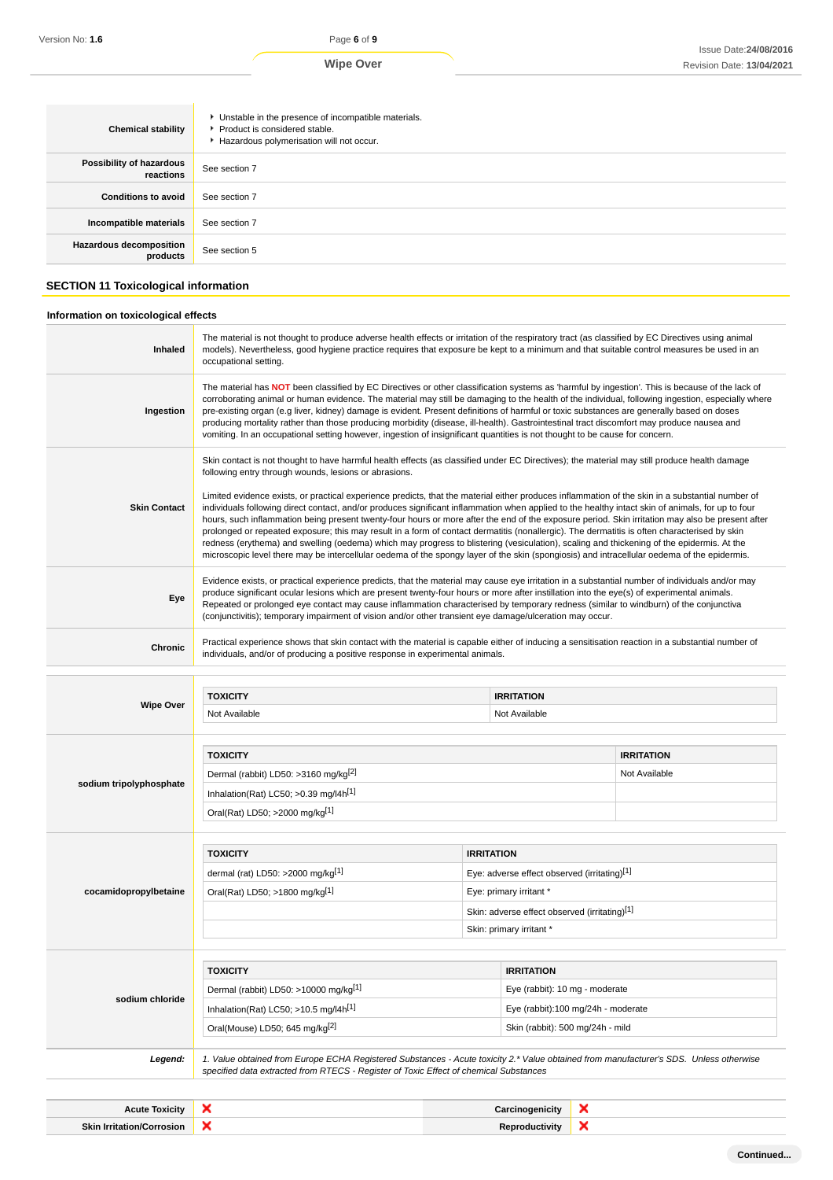| | |
|---|---|
| **Chemical stability** | - Unstable in the presence of incompatible materials.<br>- Product is considered stable.<br>- Hazardous polymerisation will not occur. |
| **Possibility of hazardous reactions** | See section 7 |
| **Conditions to avoid** | See section 7 |
| **Incompatible materials** | See section 7 |
| **Hazardous decomposition products** | See section 5 |

## SECTION 11 Toxicological information

### Information on toxicological effects

| | |
|---|---|
| **Inhaled** | The material is not thought to produce adverse health effects or irritation of the respiratory tract (as classified by EC Directives using animal models). Nevertheless, good hygiene practice requires that exposure be kept to a minimum and that suitable control measures be used in an occupational setting. |
| **Ingestion** | The material has **NOT** been classified by EC Directives or other classification systems as 'harmful by ingestion'. This is because of the lack of corroborating animal or human evidence. The material may still be damaging to the health of the individual, following ingestion, especially where pre-existing organ (e.g liver, kidney) damage is evident. Present definitions of harmful or toxic substances are generally based on doses producing mortality rather than those producing morbidity (disease, ill-health). Gastrointestinal tract discomfort may produce nausea and vomiting. In an occupational setting however, ingestion of insignificant quantities is not thought to be cause for concern. |
| **Skin Contact** | Skin contact is not thought to have harmful health effects (as classified under EC Directives); the material may still produce health damage following entry through wounds, lesions or abrasions.<br><br>Limited evidence exists, or practical experience predicts, that the material either produces inflammation of the skin in a substantial number of individuals following direct contact, and/or produces significant inflammation when applied to the healthy intact skin of animals, for up to four hours, such inflammation being present twenty-four hours or more after the end of the exposure period. Skin irritation may also be present after prolonged or repeated exposure; this may result in a form of contact dermatitis (nonallergic). The dermatitis is often characterised by skin redness (erythema) and swelling (oedema) which may progress to blistering (vesiculation), scaling and thickening of the epidermis. At the microscopic level there may be intercellular oedema of the spongy layer of the skin (spongiosis) and intracellular oedema of the epidermis. |
| **Eye** | Evidence exists, or practical experience predicts, that the material may cause eye irritation in a substantial number of individuals and/or may produce significant ocular lesions which are present twenty-four hours or more after instillation into the eye(s) of experimental animals. Repeated or prolonged eye contact may cause inflammation characterised by temporary redness (similar to windburn) of the conjunctiva (conjunctivitis); temporary impairment of vision and/or other transient eye damage/ulceration may occur. |
| **Chronic** | Practical experience shows that skin contact with the material is capable either of inducing a sensitisation reaction in a substantial number of individuals, and/or of producing a positive response in experimental animals. |

**Wipe Over**

| TOXICITY | IRRITATION |
|---|---|
| Not Available | Not Available |

**sodium tripolyphosphate**

| TOXICITY | IRRITATION |
|---|---|
| Dermal (rabbit) LD50: >3160 mg/kg[2] | Not Available |
| Inhalation(Rat) LC50; >0.39 mg/l4h[1] | |
| Oral(Rat) LD50; >2000 mg/kg[1] | |

**cocamidopropylbetaine**

| TOXICITY | IRRITATION |
|---|---|
| dermal (rat) LD50: >2000 mg/kg[1] | Eye: adverse effect observed (irritating)[1] |
| Oral(Rat) LD50; >1800 mg/kg[1] | Eye: primary irritant * |
| | Skin: adverse effect observed (irritating)[1] |
| | Skin: primary irritant * |

**sodium chloride**

| TOXICITY | IRRITATION |
|---|---|
| Dermal (rabbit) LD50: >10000 mg/kg[1] | Eye (rabbit): 10 mg - moderate |
| Inhalation(Rat) LC50; >10.5 mg/l4h[1] | Eye (rabbit):100 mg/24h - moderate |
| Oral(Mouse) LD50; 645 mg/kg[2] | Skin (rabbit): 500 mg/24h - mild |

***Legend:*** *1. Value obtained from Europe ECHA Registered Substances - Acute toxicity 2.* Value obtained from manufacturer's SDS. Unless otherwise specified data extracted from RTECS - Register of Toxic Effect of chemical Substances*

| | | | |
|---|---|---|---|
| **Acute Toxicity** | ✘ | **Carcinogenicity** | ✘ |
| **Skin Irritation/Corrosion** | ✘ | **Reproductivity** | ✘ |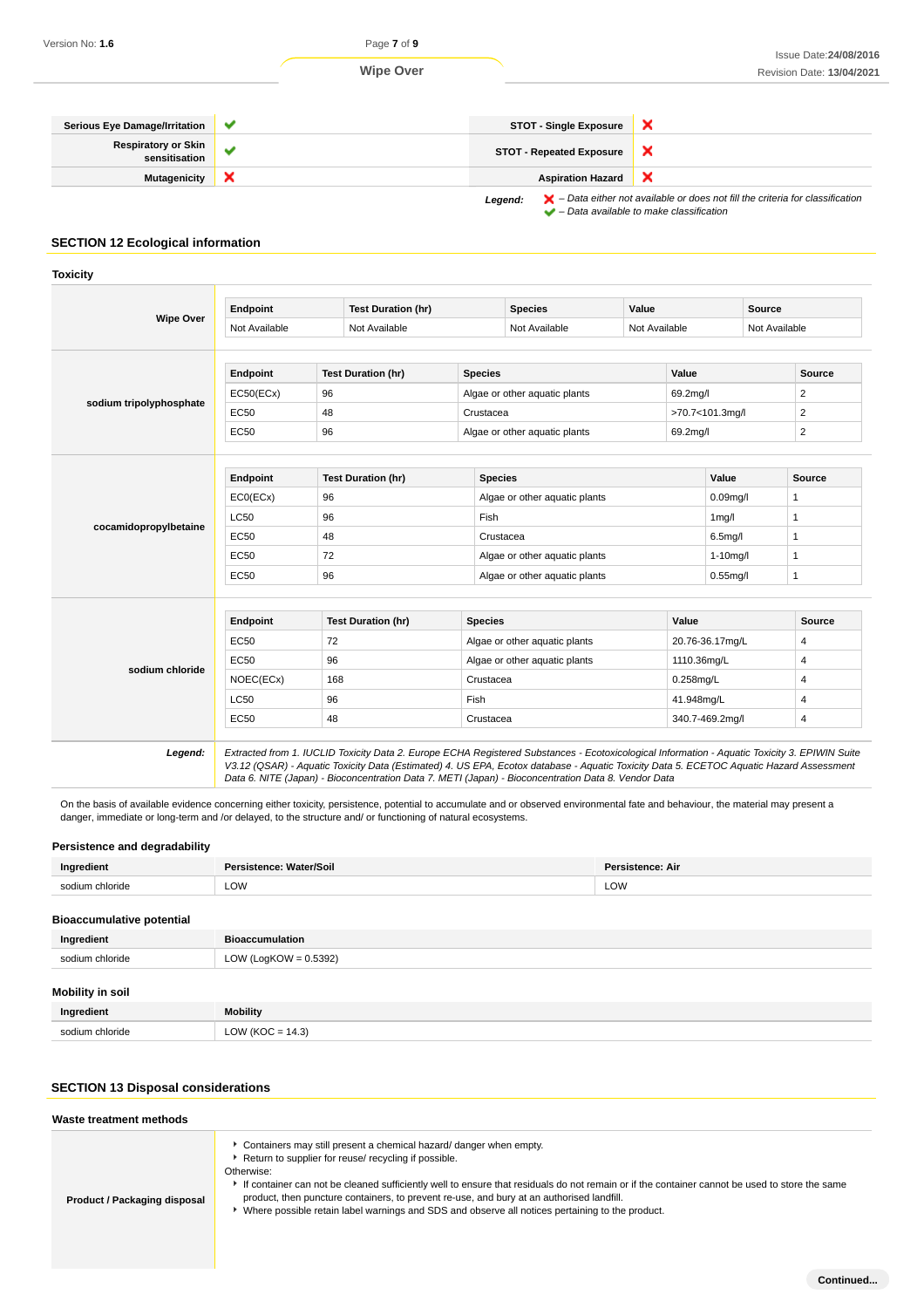| | | | |
|---|---|---|---|
| **Serious Eye Damage/Irritation** | ✔ | **STOT - Single Exposure** | ✘ |
| **Respiratory or Skin sensitisation** | ✔ | **STOT - Repeated Exposure** | ✘ |
| **Mutagenicity** | ✘ | **Aspiration Hazard** | ✘ |

***Legend:*** ✘ *– Data either not available or does not fill the criteria for classification*
✔ *– Data available to make classification*

## SECTION 12 Ecological information

### Toxicity

**Wipe Over**

| Endpoint | Test Duration (hr) | Species | Value | Source |
|---|---|---|---|---|
| Not Available | Not Available | Not Available | Not Available | Not Available |

**sodium tripolyphosphate**

| Endpoint | Test Duration (hr) | Species | Value | Source |
|---|---|---|---|---|
| EC50(ECx) | 96 | Algae or other aquatic plants | 69.2mg/l | 2 |
| EC50 | 48 | Crustacea | >70.7<101.3mg/l | 2 |
| EC50 | 96 | Algae or other aquatic plants | 69.2mg/l | 2 |

**cocamidopropylbetaine**

| Endpoint | Test Duration (hr) | Species | Value | Source |
|---|---|---|---|---|
| EC0(ECx) | 96 | Algae or other aquatic plants | 0.09mg/l | 1 |
| LC50 | 96 | Fish | 1mg/l | 1 |
| EC50 | 48 | Crustacea | 6.5mg/l | 1 |
| EC50 | 72 | Algae or other aquatic plants | 1-10mg/l | 1 |
| EC50 | 96 | Algae or other aquatic plants | 0.55mg/l | 1 |

**sodium chloride**

| Endpoint | Test Duration (hr) | Species | Value | Source |
|---|---|---|---|---|
| EC50 | 72 | Algae or other aquatic plants | 20.76-36.17mg/L | 4 |
| EC50 | 96 | Algae or other aquatic plants | 1110.36mg/L | 4 |
| NOEC(ECx) | 168 | Crustacea | 0.258mg/L | 4 |
| LC50 | 96 | Fish | 41.948mg/L | 4 |
| EC50 | 48 | Crustacea | 340.7-469.2mg/l | 4 |

***Legend:*** *Extracted from 1. IUCLID Toxicity Data 2. Europe ECHA Registered Substances - Ecotoxicological Information - Aquatic Toxicity 3. EPIWIN Suite V3.12 (QSAR) - Aquatic Toxicity Data (Estimated) 4. US EPA, Ecotox database - Aquatic Toxicity Data 5. ECETOC Aquatic Hazard Assessment Data 6. NITE (Japan) - Bioconcentration Data 7. METI (Japan) - Bioconcentration Data 8. Vendor Data*

On the basis of available evidence concerning either toxicity, persistence, potential to accumulate and or observed environmental fate and behaviour, the material may present a danger, immediate or long-term and /or delayed, to the structure and/ or functioning of natural ecosystems.

### Persistence and degradability

| Ingredient | Persistence: Water/Soil | Persistence: Air |
|---|---|---|
| sodium chloride | LOW | LOW |

### Bioaccumulative potential

| Ingredient | Bioaccumulation |
|---|---|
| sodium chloride | LOW (LogKOW = 0.5392) |

### Mobility in soil

| Ingredient | Mobility |
|---|---|
| sodium chloride | LOW (KOC = 14.3) |

## SECTION 13 Disposal considerations

### Waste treatment methods

**Product / Packaging disposal**

- Containers may still present a chemical hazard/ danger when empty.
- Return to supplier for reuse/ recycling if possible.

Otherwise:

- If container can not be cleaned sufficiently well to ensure that residuals do not remain or if the container cannot be used to store the same product, then puncture containers, to prevent re-use, and bury at an authorised landfill.
- Where possible retain label warnings and SDS and observe all notices pertaining to the product.

**Continued...**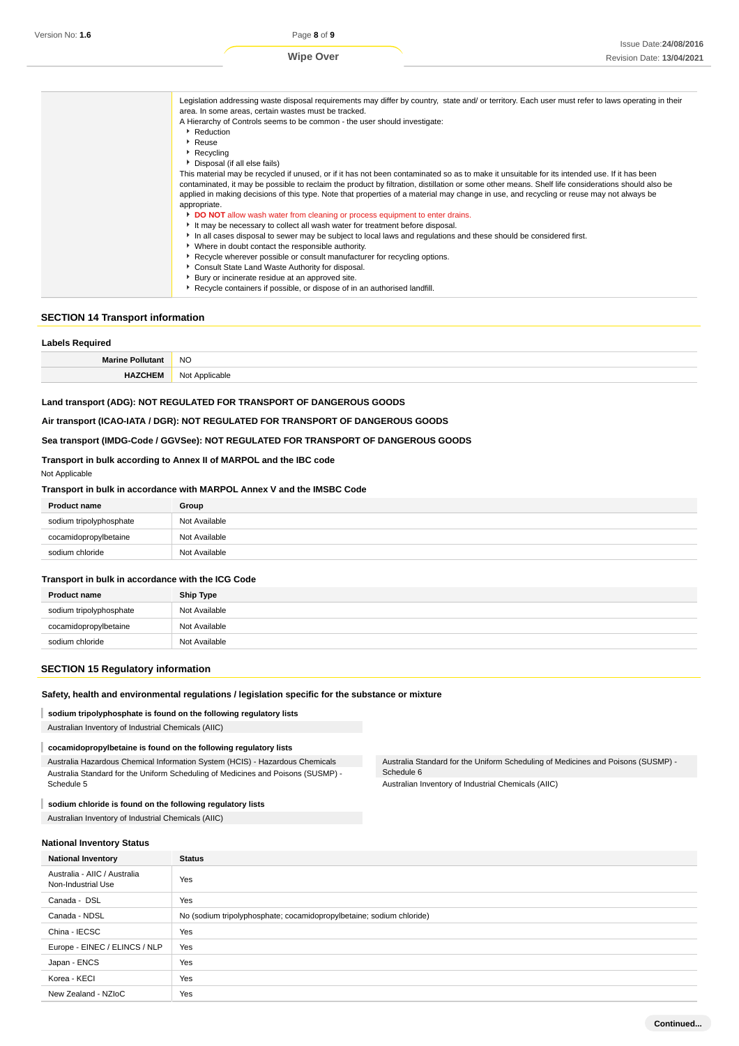| | |
|---|---|
| | Legislation addressing waste disposal requirements may differ by country, state and/ or territory. Each user must refer to laws operating in their area. In some areas, certain wastes must be tracked.<br>A Hierarchy of Controls seems to be common - the user should investigate:<br>▸ Reduction<br>▸ Reuse<br>▸ Recycling<br>▸ Disposal (if all else fails)<br>This material may be recycled if unused, or if it has not been contaminated so as to make it unsuitable for its intended use. If it has been contaminated, it may be possible to reclaim the product by filtration, distillation or some other means. Shelf life considerations should also be applied in making decisions of this type. Note that properties of a material may change in use, and recycling or reuse may not always be appropriate.<br>▸ **DO NOT** allow wash water from cleaning or process equipment to enter drains.<br>▸ It may be necessary to collect all wash water for treatment before disposal.<br>▸ In all cases disposal to sewer may be subject to local laws and regulations and these should be considered first.<br>▸ Where in doubt contact the responsible authority.<br>▸ Recycle wherever possible or consult manufacturer for recycling options.<br>▸ Consult State Land Waste Authority for disposal.<br>▸ Bury or incinerate residue at an approved site.<br>▸ Recycle containers if possible, or dispose of in an authorised landfill. |

## SECTION 14 Transport information

### Labels Required

| | |
|---|---|
| **Marine Pollutant** | NO |
| **HAZCHEM** | Not Applicable |

**Land transport (ADG): NOT REGULATED FOR TRANSPORT OF DANGEROUS GOODS**

**Air transport (ICAO-IATA / DGR): NOT REGULATED FOR TRANSPORT OF DANGEROUS GOODS**

**Sea transport (IMDG-Code / GGVSee): NOT REGULATED FOR TRANSPORT OF DANGEROUS GOODS**

**Transport in bulk according to Annex II of MARPOL and the IBC code**

Not Applicable

**Transport in bulk in accordance with MARPOL Annex V and the IMSBC Code**

| Product name | Group |
|---|---|
| sodium tripolyphosphate | Not Available |
| cocamidopropylbetaine | Not Available |
| sodium chloride | Not Available |

**Transport in bulk in accordance with the ICG Code**

| Product name | Ship Type |
|---|---|
| sodium tripolyphosphate | Not Available |
| cocamidopropylbetaine | Not Available |
| sodium chloride | Not Available |

## SECTION 15 Regulatory information

**Safety, health and environmental regulations / legislation specific for the substance or mixture**

**sodium tripolyphosphate is found on the following regulatory lists**

Australian Inventory of Industrial Chemicals (AIIC)

**cocamidopropylbetaine is found on the following regulatory lists**

Australia Hazardous Chemical Information System (HCIS) - Hazardous Chemicals

Australia Standard for the Uniform Scheduling of Medicines and Poisons (SUSMP) - Schedule 5

Australia Standard for the Uniform Scheduling of Medicines and Poisons (SUSMP) - Schedule 6

Australian Inventory of Industrial Chemicals (AIIC)

**sodium chloride is found on the following regulatory lists**

Australian Inventory of Industrial Chemicals (AIIC)

### National Inventory Status

| National Inventory | Status |
|---|---|
| Australia - AIIC / Australia Non-Industrial Use | Yes |
| Canada - DSL | Yes |
| Canada - NDSL | No (sodium tripolyphosphate; cocamidopropylbetaine; sodium chloride) |
| China - IECSC | Yes |
| Europe - EINEC / ELINCS / NLP | Yes |
| Japan - ENCS | Yes |
| Korea - KECI | Yes |
| New Zealand - NZIoC | Yes |

**Continued...**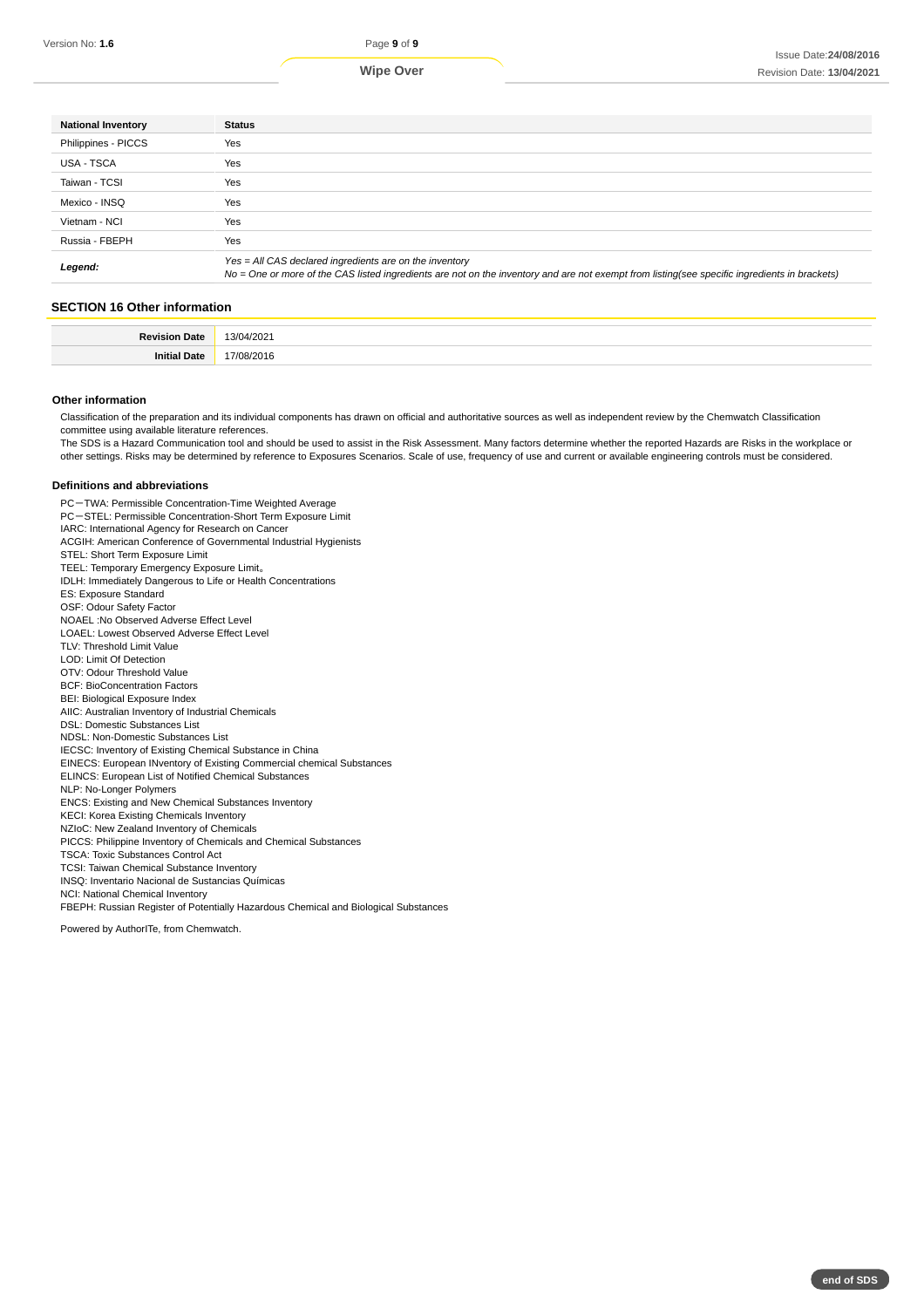| National Inventory | Status |
| --- | --- |
| Philippines - PICCS | Yes |
| USA - TSCA | Yes |
| Taiwan - TCSI | Yes |
| Mexico - INSQ | Yes |
| Vietnam - NCI | Yes |
| Russia - FBEPH | Yes |
| ***Legend:*** | *Yes = All CAS declared ingredients are on the inventory*<br>*No = One or more of the CAS listed ingredients are not on the inventory and are not exempt from listing(see specific ingredients in brackets)* |

## SECTION 16 Other information

| | |
| --- | --- |
| **Revision Date** | 13/04/2021 |
| **Initial Date** | 17/08/2016 |

### Other information

Classification of the preparation and its individual components has drawn on official and authoritative sources as well as independent review by the Chemwatch Classification committee using available literature references.

The SDS is a Hazard Communication tool and should be used to assist in the Risk Assessment. Many factors determine whether the reported Hazards are Risks in the workplace or other settings. Risks may be determined by reference to Exposures Scenarios. Scale of use, frequency of use and current or available engineering controls must be considered.

### Definitions and abbreviations

PC－TWA: Permissible Concentration-Time Weighted Average
PC－STEL: Permissible Concentration-Short Term Exposure Limit
IARC: International Agency for Research on Cancer
ACGIH: American Conference of Governmental Industrial Hygienists
STEL: Short Term Exposure Limit
TEEL: Temporary Emergency Exposure Limit。
IDLH: Immediately Dangerous to Life or Health Concentrations
ES: Exposure Standard
OSF: Odour Safety Factor
NOAEL :No Observed Adverse Effect Level
LOAEL: Lowest Observed Adverse Effect Level
TLV: Threshold Limit Value
LOD: Limit Of Detection
OTV: Odour Threshold Value
BCF: BioConcentration Factors
BEI: Biological Exposure Index
AIIC: Australian Inventory of Industrial Chemicals
DSL: Domestic Substances List
NDSL: Non-Domestic Substances List
IECSC: Inventory of Existing Chemical Substance in China
EINECS: European INventory of Existing Commercial chemical Substances
ELINCS: European List of Notified Chemical Substances
NLP: No-Longer Polymers
ENCS: Existing and New Chemical Substances Inventory
KECI: Korea Existing Chemicals Inventory
NZIoC: New Zealand Inventory of Chemicals
PICCS: Philippine Inventory of Chemicals and Chemical Substances
TSCA: Toxic Substances Control Act
TCSI: Taiwan Chemical Substance Inventory
INSQ: Inventario Nacional de Sustancias Químicas
NCI: National Chemical Inventory
FBEPH: Russian Register of Potentially Hazardous Chemical and Biological Substances

Powered by AuthorITe, from Chemwatch.

**end of SDS**